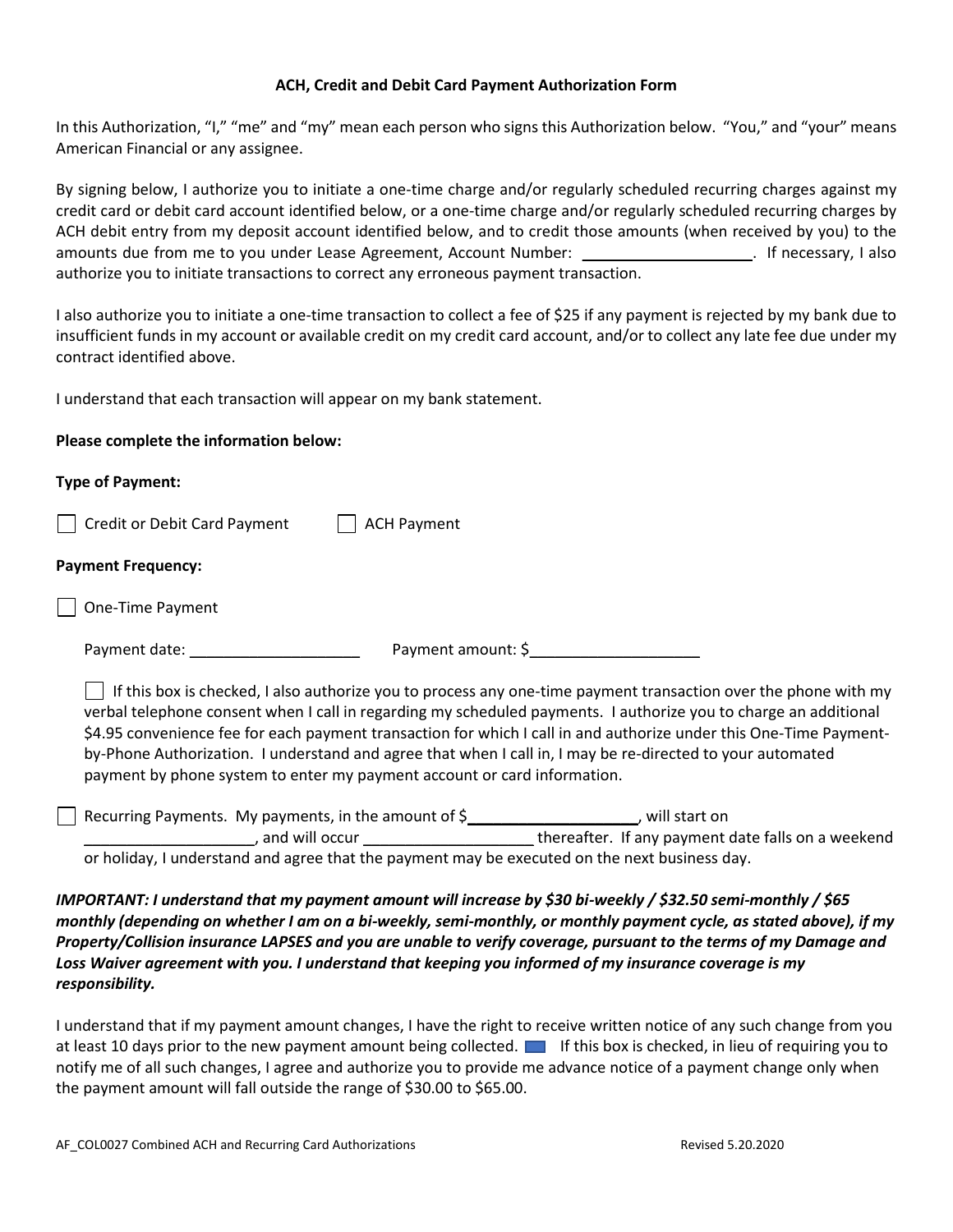**ACH, Credit and Debit Card Payment Authorization Form**

In this Authorization, "I," "me" and "my" mean each person who signs this Authorization below. "You," and "your" means American Financial or any assignee.

By signing below, I authorize you to initiate a one-time charge and/or regularly scheduled recurring charges against my credit card or debit card account identified below, or a one-time charge and/or regularly scheduled recurring charges by ACH debit entry from my deposit account identified below, and to credit those amounts (when received by you) to the amounts due from me to you under Lease Agreement, Account Number: ____________________. If necessary, I also authorize you to initiate transactions to correct any erroneous payment transaction.

I also authorize you to initiate a one-time transaction to collect a fee of $25 if any payment is rejected by my bank due to insufficient funds in my account or available credit on my credit card account, and/or to collect any late fee due under my contract identified above.

I understand that each transaction will appear on my bank statement.

**Please complete the information below:**

**Type of Payment:**

☐ Credit or Debit Card Payment ☐ ACH Payment

**Payment Frequency:**

☐ One-Time Payment

Payment date: ____________________ Payment amount: $____________________

☐ If this box is checked, I also authorize you to process any one-time payment transaction over the phone with my verbal telephone consent when I call in regarding my scheduled payments. I authorize you to charge an additional $4.95 convenience fee for each payment transaction for which I call in and authorize under this One-Time Payment-by-Phone Authorization. I understand and agree that when I call in, I may be re-directed to your automated payment by phone system to enter my payment account or card information.

☐ Recurring Payments. My payments, in the amount of $____________________, will start on ____________________, and will occur ____________________ thereafter. If any payment date falls on a weekend or holiday, I understand and agree that the payment may be executed on the next business day.

***IMPORTANT: I understand that my payment amount will increase by $30 bi-weekly / $32.50 semi-monthly / $65 monthly (depending on whether I am on a bi-weekly, semi-monthly, or monthly payment cycle, as stated above), if my Property/Collision insurance LAPSES and you are unable to verify coverage, pursuant to the terms of my Damage and Loss Waiver agreement with you. I understand that keeping you informed of my insurance coverage is my responsibility.***

I understand that if my payment amount changes, I have the right to receive written notice of any such change from you at least 10 days prior to the new payment amount being collected. ☐ If this box is checked, in lieu of requiring you to notify me of all such changes, I agree and authorize you to provide me advance notice of a payment change only when the payment amount will fall outside the range of $30.00 to $65.00.

AF_COL0027 Combined ACH and Recurring Card Authorizations Revised 5.20.2020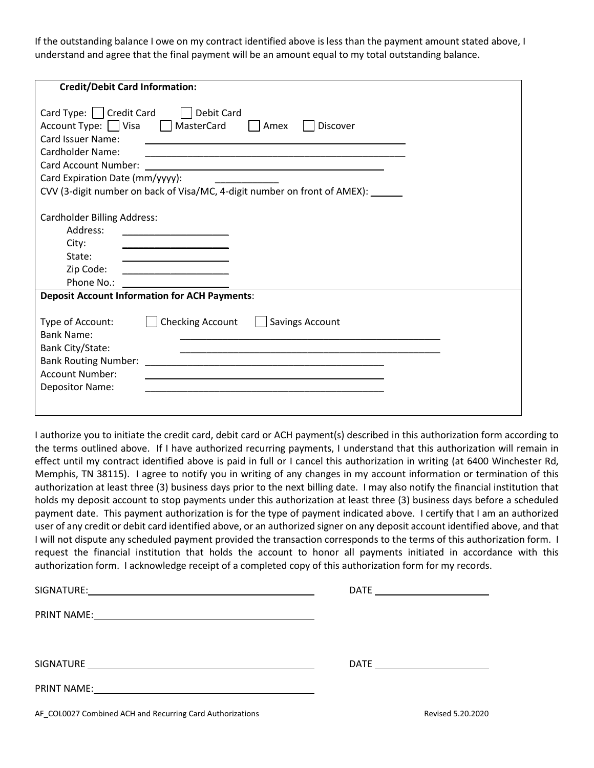If the outstanding balance I owe on my contract identified above is less than the payment amount stated above, I understand and agree that the final payment will be an amount equal to my total outstanding balance.

**Credit/Debit Card Information:**

Card Type: ☐ Credit Card ☐ Debit Card
Account Type: ☐ Visa ☐ MasterCard ☐ Amex ☐ Discover
Card Issuer Name: ______________________________
Cardholder Name: ______________________________
Card Account Number: ______________________________
Card Expiration Date (mm/yyyy): __________
CVV (3-digit number on back of Visa/MC, 4-digit number on front of AMEX): ______

Cardholder Billing Address:
Address: ________________
City: ________________
State: ________________
Zip Code: ________________
Phone No.: ________________

**Deposit Account Information for ACH Payments**:

Type of Account: ☐ Checking Account ☐ Savings Account
Bank Name: ______________________________
Bank City/State: ______________________________
Bank Routing Number: ______________________________
Account Number: ______________________________
Depositor Name: ______________________________

I authorize you to initiate the credit card, debit card or ACH payment(s) described in this authorization form according to the terms outlined above. If I have authorized recurring payments, I understand that this authorization will remain in effect until my contract identified above is paid in full or I cancel this authorization in writing (at 6400 Winchester Rd, Memphis, TN 38115). I agree to notify you in writing of any changes in my account information or termination of this authorization at least three (3) business days prior to the next billing date. I may also notify the financial institution that holds my deposit account to stop payments under this authorization at least three (3) business days before a scheduled payment date. This payment authorization is for the type of payment indicated above. I certify that I am an authorized user of any credit or debit card identified above, or an authorized signer on any deposit account identified above, and that I will not dispute any scheduled payment provided the transaction corresponds to the terms of this authorization form. I request the financial institution that holds the account to honor all payments initiated in accordance with this authorization form. I acknowledge receipt of a completed copy of this authorization form for my records.

SIGNATURE: ______________________________ DATE ______________

PRINT NAME: ______________________________

SIGNATURE ______________________________ DATE ______________

PRINT NAME: ______________________________

AF_COL0027 Combined ACH and Recurring Card Authorizations Revised 5.20.2020